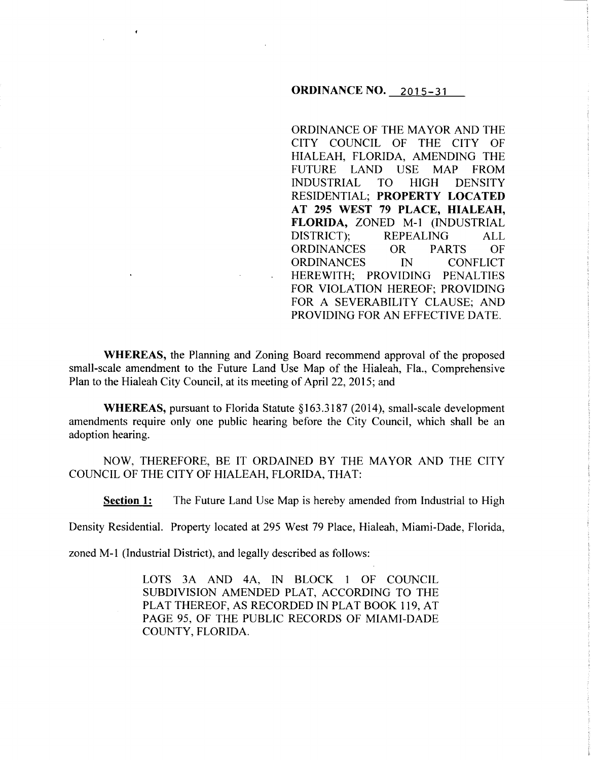**ORDINANCE NO. 2015-31**

ORDINANCE OF THE MAYOR AND THE CITY COUNCIL OF THE CITY OF HIALEAH, FLORIDA, AMENDING THE FUTURE LAND USE MAP FROM INDUSTRIAL TO HIGH DENSITY RESIDENTIAL; **PROPERTY LOCATED AT 295 WEST 79 PLACE, HIALEAH, FLORIDA,** ZONED M-1 (INDUSTRIAL DISTRICT); REPEALING ALL ORDINANCES OR PARTS OF ORDINANCES IN CONFLICT HEREWITH; PROVIDING PENALTIES FOR VIOLATION HEREOF; PROVIDING FOR A SEVERABILITY CLAUSE; AND PROVIDING FOR AN EFFECTIVE DATE.

**WHEREAS,** the Planning and Zoning Board recommend approval of the proposed small-scale amendment to the Future Land Use Map of the Hialeah, Fla., Comprehensive Plan to the Hialeah City Council, at its meeting of April 22, 2015; and

**WHEREAS,** pursuant to Florida Statute §163.3187 (2014), small-scale development amendments require only one public hearing before the City Council, which shall be an adoption hearing.

NOW, THEREFORE, BE IT ORDAINED BY THE MAYOR AND THE CITY COUNCIL OF THE CITY OF HIALEAH, FLORIDA, THAT:

**Section 1:** The Future Land Use Map is hereby amended from Industrial to High Density Residential. Property located at 295 West 79 Place, Hialeah, Miami-Dade, Florida, zoned M-1 (Industrial District), and legally described as follows:

> LOTS 3A AND 4A, IN BLOCK 1 OF COUNCIL SUBDIVISION AMENDED PLAT, ACCORDING TO THE PLAT THEREOF, AS RECORDED IN PLAT BOOK 119, AT PAGE 95, OF THE PUBLIC RECORDS OF MIAMI-DADE COUNTY, FLORIDA.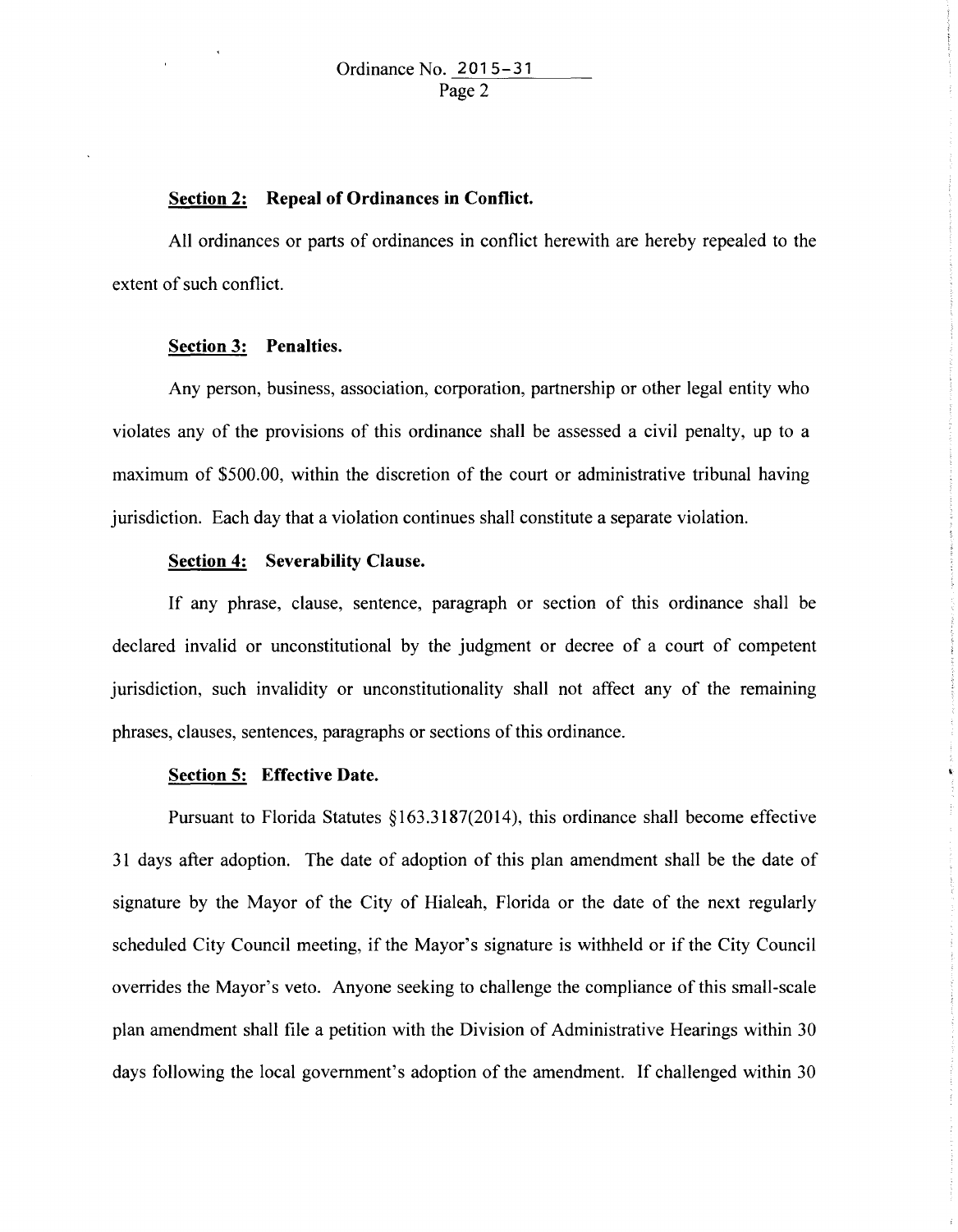### Section 2: Repeal of Ordinances in Conflict.

All ordinances or parts of ordinances in conflict herewith are hereby repealed to the extent of such conflict.

### Section 3: Penalties.

Any person, business, association, corporation, partnership or other legal entity who violates any of the provisions of this ordinance shall be assessed a civil penalty, up to a maximum of $500.00, within the discretion of the court or administrative tribunal having jurisdiction. Each day that a violation continues shall constitute a separate violation.

### Section 4: Severability Clause.

If any phrase, clause, sentence, paragraph or section of this ordinance shall be declared invalid or unconstitutional by the judgment or decree of a court of competent jurisdiction, such invalidity or unconstitutionality shall not affect any of the remaining phrases, clauses, sentences, paragraphs or sections of this ordinance.

### Section 5: Effective Date.

Pursuant to Florida Statutes §163.3187(2014), this ordinance shall become effective 31 days after adoption. The date of adoption of this plan amendment shall be the date of signature by the Mayor of the City of Hialeah, Florida or the date of the next regularly scheduled City Council meeting, if the Mayor's signature is withheld or if the City Council overrides the Mayor's veto. Anyone seeking to challenge the compliance of this small-scale plan amendment shall file a petition with the Division of Administrative Hearings within 30 days following the local government's adoption of the amendment. If challenged within 30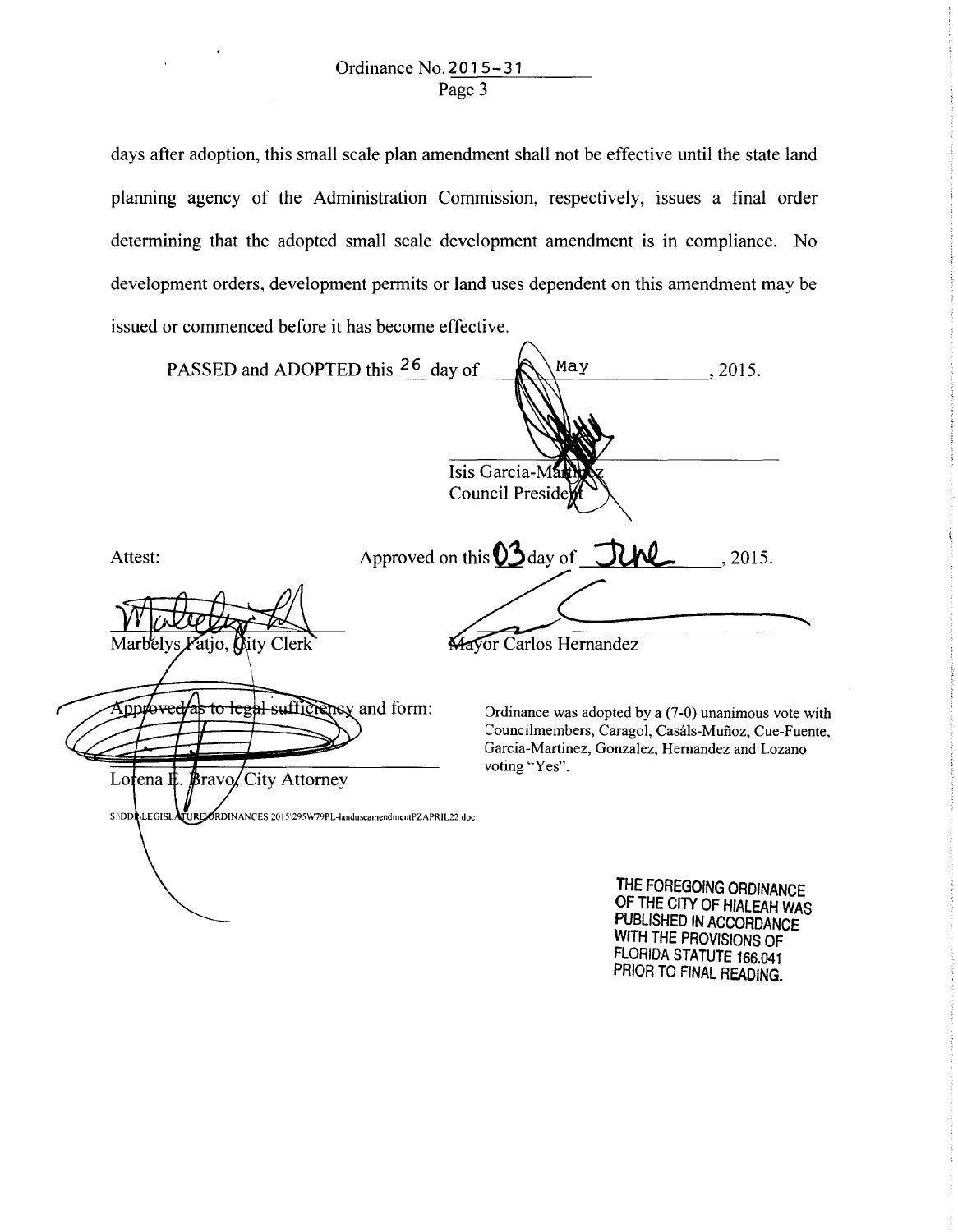Ordinance No. 2015-31

days after adoption, this small scale plan amendment shall not be effective until the state land planning agency of the Administration Commission, respectively, issues a final order determining that the adopted small scale development amendment is in compliance. No development orders, development permits or land uses dependent on this amendment may be issued or commenced before it has become effective.

PASSED and ADOPTED this 26 day of May, 2015.

Isis Garcia-Martinez
Council President

Attest:

Approved on this 03 day of June, 2015.

Marbelys Fatjo, City Clerk

Mayor Carlos Hernandez

Approved as to legal sufficiency and form:

Lorena E. Bravo, City Attorney

S:\DDP\LEGISLATURE\ORDINANCES 2015\295W79PL-landuseamendmentPZAPRIL22.doc

Ordinance was adopted by a (7-0) unanimous vote with Councilmembers, Caragol, Casáls-Muñoz, Cue-Fuente, Garcia-Martinez, Gonzalez, Hernandez and Lozano voting "Yes".

THE FOREGOING ORDINANCE OF THE CITY OF HIALEAH WAS PUBLISHED IN ACCORDANCE WITH THE PROVISIONS OF FLORIDA STATUTE 166.041 PRIOR TO FINAL READING.